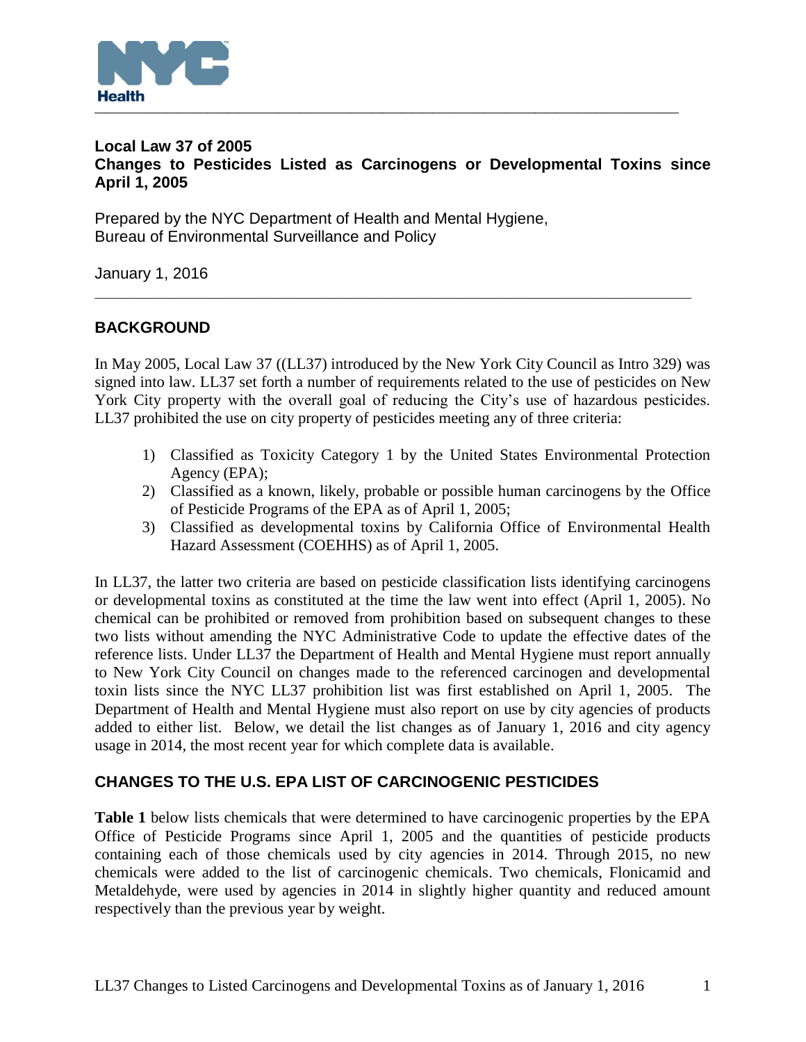NYC Health

**Local Law 37 of 2005**
**Changes to Pesticides Listed as Carcinogens or Developmental Toxins since April 1, 2005**

Prepared by the NYC Department of Health and Mental Hygiene,
Bureau of Environmental Surveillance and Policy

January 1, 2016

---

## BACKGROUND

In May 2005, Local Law 37 ((LL37) introduced by the New York City Council as Intro 329) was signed into law. LL37 set forth a number of requirements related to the use of pesticides on New York City property with the overall goal of reducing the City's use of hazardous pesticides. LL37 prohibited the use on city property of pesticides meeting any of three criteria:

1) Classified as Toxicity Category 1 by the United States Environmental Protection Agency (EPA);
2) Classified as a known, likely, probable or possible human carcinogens by the Office of Pesticide Programs of the EPA as of April 1, 2005;
3) Classified as developmental toxins by California Office of Environmental Health Hazard Assessment (COEHHS) as of April 1, 2005.

In LL37, the latter two criteria are based on pesticide classification lists identifying carcinogens or developmental toxins as constituted at the time the law went into effect (April 1, 2005). No chemical can be prohibited or removed from prohibition based on subsequent changes to these two lists without amending the NYC Administrative Code to update the effective dates of the reference lists. Under LL37 the Department of Health and Mental Hygiene must report annually to New York City Council on changes made to the referenced carcinogen and developmental toxin lists since the NYC LL37 prohibition list was first established on April 1, 2005. The Department of Health and Mental Hygiene must also report on use by city agencies of products added to either list. Below, we detail the list changes as of January 1, 2016 and city agency usage in 2014, the most recent year for which complete data is available.

## CHANGES TO THE U.S. EPA LIST OF CARCINOGENIC PESTICIDES

**Table 1** below lists chemicals that were determined to have carcinogenic properties by the EPA Office of Pesticide Programs since April 1, 2005 and the quantities of pesticide products containing each of those chemicals used by city agencies in 2014. Through 2015, no new chemicals were added to the list of carcinogenic chemicals. Two chemicals, Flonicamid and Metaldehyde, were used by agencies in 2014 in slightly higher quantity and reduced amount respectively than the previous year by weight.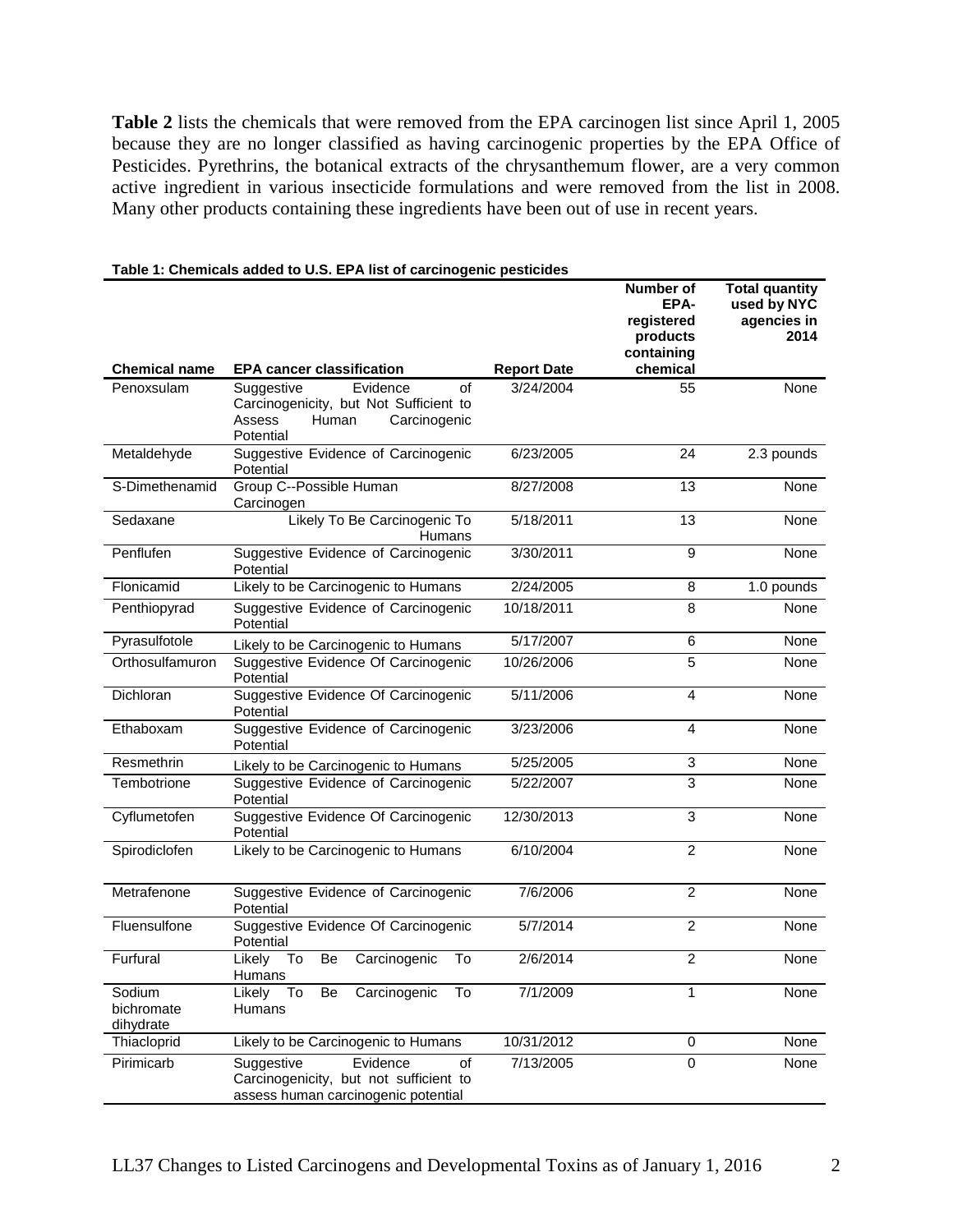**Table 2** lists the chemicals that were removed from the EPA carcinogen list since April 1, 2005 because they are no longer classified as having carcinogenic properties by the EPA Office of Pesticides. Pyrethrins, the botanical extracts of the chrysanthemum flower, are a very common active ingredient in various insecticide formulations and were removed from the list in 2008. Many other products containing these ingredients have been out of use in recent years.

**Table 1: Chemicals added to U.S. EPA list of carcinogenic pesticides**

| Chemical name | EPA cancer classification | Report Date | Number of EPA-registered products containing chemical | Total quantity used by NYC agencies in 2014 |
|---|---|---|---|---|
| Penoxsulam | Suggestive Evidence of Carcinogenicity, but Not Sufficient to Assess Human Carcinogenic Potential | 3/24/2004 | 55 | None |
| Metaldehyde | Suggestive Evidence of Carcinogenic Potential | 6/23/2005 | 24 | 2.3 pounds |
| S-Dimethenamid | Group C--Possible Human Carcinogen | 8/27/2008 | 13 | None |
| Sedaxane | Likely To Be Carcinogenic To Humans | 5/18/2011 | 13 | None |
| Penflufen | Suggestive Evidence of Carcinogenic Potential | 3/30/2011 | 9 | None |
| Flonicamid | Likely to be Carcinogenic to Humans | 2/24/2005 | 8 | 1.0 pounds |
| Penthiopyrad | Suggestive Evidence of Carcinogenic Potential | 10/18/2011 | 8 | None |
| Pyrasulfotole | Likely to be Carcinogenic to Humans | 5/17/2007 | 6 | None |
| Orthosulfamuron | Suggestive Evidence Of Carcinogenic Potential | 10/26/2006 | 5 | None |
| Dichloran | Suggestive Evidence Of Carcinogenic Potential | 5/11/2006 | 4 | None |
| Ethaboxam | Suggestive Evidence of Carcinogenic Potential | 3/23/2006 | 4 | None |
| Resmethrin | Likely to be Carcinogenic to Humans | 5/25/2005 | 3 | None |
| Tembotrione | Suggestive Evidence of Carcinogenic Potential | 5/22/2007 | 3 | None |
| Cyflumetofen | Suggestive Evidence Of Carcinogenic Potential | 12/30/2013 | 3 | None |
| Spirodiclofen | Likely to be Carcinogenic to Humans | 6/10/2004 | 2 | None |
| Metrafenone | Suggestive Evidence of Carcinogenic Potential | 7/6/2006 | 2 | None |
| Fluensulfone | Suggestive Evidence Of Carcinogenic Potential | 5/7/2014 | 2 | None |
| Furfural | Likely To Be Carcinogenic To Humans | 2/6/2014 | 2 | None |
| Sodium bichromate dihydrate | Likely To Be Carcinogenic To Humans | 7/1/2009 | 1 | None |
| Thiacloprid | Likely to be Carcinogenic to Humans | 10/31/2012 | 0 | None |
| Pirimicarb | Suggestive Evidence of Carcinogenicity, but not sufficient to assess human carcinogenic potential | 7/13/2005 | 0 | None |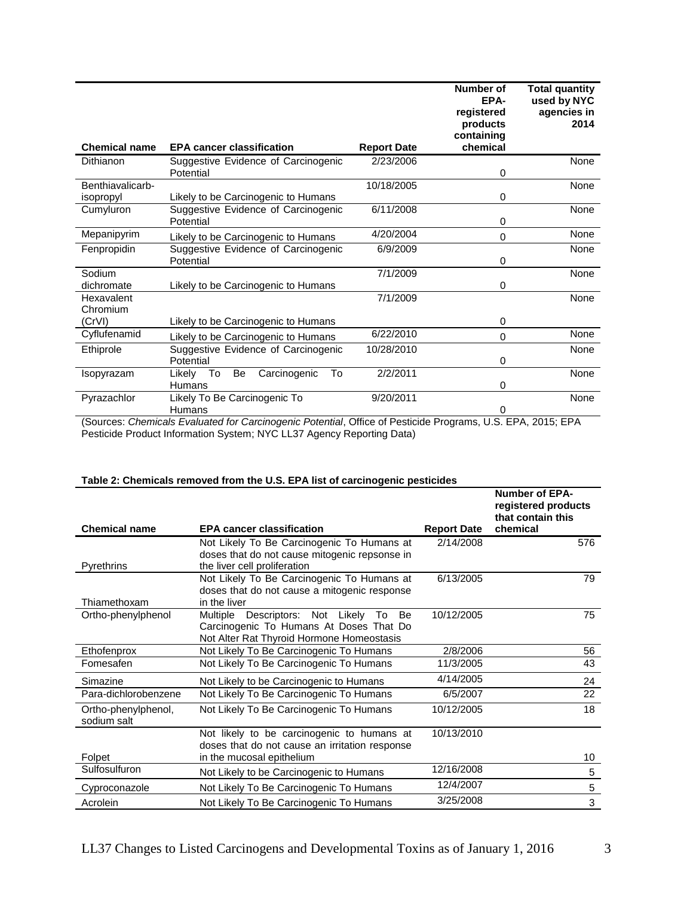| Chemical name | EPA cancer classification | Report Date | Number of EPA-registered products containing chemical | Total quantity used by NYC agencies in 2014 |
|---|---|---|---|---|
| Dithianon | Suggestive Evidence of Carcinogenic Potential | 2/23/2006 | 0 | None |
| Benthiavalicarb-isopropyl | Likely to be Carcinogenic to Humans | 10/18/2005 | 0 | None |
| Cumyluron | Suggestive Evidence of Carcinogenic Potential | 6/11/2008 | 0 | None |
| Mepanipyrim | Likely to be Carcinogenic to Humans | 4/20/2004 | 0 | None |
| Fenpropidin | Suggestive Evidence of Carcinogenic Potential | 6/9/2009 | 0 | None |
| Sodium dichromate | Likely to be Carcinogenic to Humans | 7/1/2009 | 0 | None |
| Hexavalent Chromium (CrVI) | Likely to be Carcinogenic to Humans | 7/1/2009 | 0 | None |
| Cyflufenamid | Likely to be Carcinogenic to Humans | 6/22/2010 | 0 | None |
| Ethiprole | Suggestive Evidence of Carcinogenic Potential | 10/28/2010 | 0 | None |
| Isopyrazam | Likely To Be Carcinogenic To Humans | 2/2/2011 | 0 | None |
| Pyrazachlor | Likely To Be Carcinogenic To Humans | 9/20/2011 | 0 | None |

(Sources: *Chemicals Evaluated for Carcinogenic Potential*, Office of Pesticide Programs, U.S. EPA, 2015; EPA Pesticide Product Information System; NYC LL37 Agency Reporting Data)

**Table 2: Chemicals removed from the U.S. EPA list of carcinogenic pesticides**

| Chemical name | EPA cancer classification | Report Date | Number of EPA-registered products that contain this chemical |
|---|---|---|---|
| Pyrethrins | Not Likely To Be Carcinogenic To Humans at doses that do not cause mitogenic repsonse in the liver cell proliferation | 2/14/2008 | 576 |
| Thiamethoxam | Not Likely To Be Carcinogenic To Humans at doses that do not cause a mitogenic response in the liver | 6/13/2005 | 79 |
| Ortho-phenylphenol | Multiple Descriptors: Not Likely To Be Carcinogenic To Humans At Doses That Do Not Alter Rat Thyroid Hormone Homeostasis | 10/12/2005 | 75 |
| Ethofenprox | Not Likely To Be Carcinogenic To Humans | 2/8/2006 | 56 |
| Fomesafen | Not Likely To Be Carcinogenic To Humans | 11/3/2005 | 43 |
| Simazine | Not Likely to be Carcinogenic to Humans | 4/14/2005 | 24 |
| Para-dichlorobenzene | Not Likely To Be Carcinogenic To Humans | 6/5/2007 | 22 |
| Ortho-phenylphenol, sodium salt | Not Likely To Be Carcinogenic To Humans | 10/12/2005 | 18 |
| Folpet | Not likely to be carcinogenic to humans at doses that do not cause an irritation response in the mucosal epithelium | 10/13/2010 | 10 |
| Sulfosulfuron | Not Likely to be Carcinogenic to Humans | 12/16/2008 | 5 |
| Cyproconazole | Not Likely To Be Carcinogenic To Humans | 12/4/2007 | 5 |
| Acrolein | Not Likely To Be Carcinogenic To Humans | 3/25/2008 | 3 |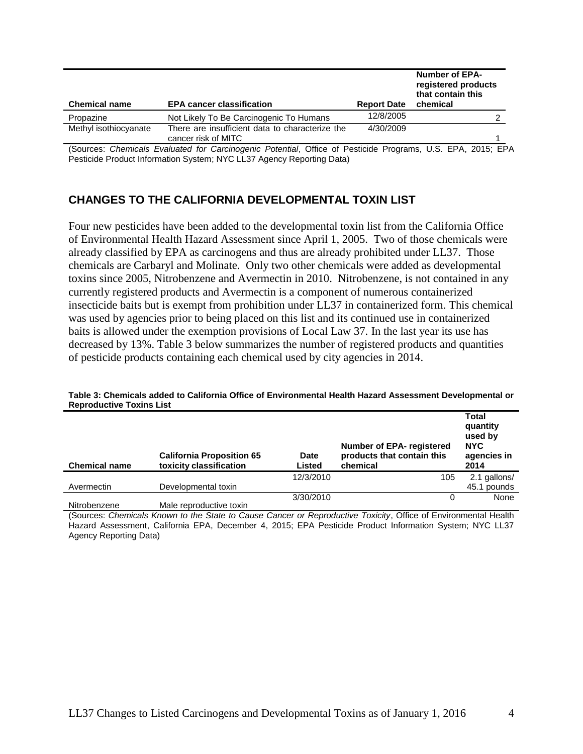| Chemical name | EPA cancer classification | Report Date | Number of EPA-registered products that contain this chemical |
|---|---|---|---|
| Propazine | Not Likely To Be Carcinogenic To Humans | 12/8/2005 | 2 |
| Methyl isothiocyanate | There are insufficient data to characterize the cancer risk of MITC | 4/30/2009 | 1 |

(Sources: *Chemicals Evaluated for Carcinogenic Potential*, Office of Pesticide Programs, U.S. EPA, 2015; EPA Pesticide Product Information System; NYC LL37 Agency Reporting Data)

## CHANGES TO THE CALIFORNIA DEVELOPMENTAL TOXIN LIST

Four new pesticides have been added to the developmental toxin list from the California Office of Environmental Health Hazard Assessment since April 1, 2005. Two of those chemicals were already classified by EPA as carcinogens and thus are already prohibited under LL37. Those chemicals are Carbaryl and Molinate. Only two other chemicals were added as developmental toxins since 2005, Nitrobenzene and Avermectin in 2010. Nitrobenzene, is not contained in any currently registered products and Avermectin is a component of numerous containerized insecticide baits but is exempt from prohibition under LL37 in containerized form. This chemical was used by agencies prior to being placed on this list and its continued use in containerized baits is allowed under the exemption provisions of Local Law 37. In the last year its use has decreased by 13%. Table 3 below summarizes the number of registered products and quantities of pesticide products containing each chemical used by city agencies in 2014.

**Table 3: Chemicals added to California Office of Environmental Health Hazard Assessment Developmental or Reproductive Toxins List**

| Chemical name | California Proposition 65 toxicity classification | Date Listed | Number of EPA- registered products that contain this chemical | Total quantity used by NYC agencies in 2014 |
|---|---|---|---|---|
| Avermectin | Developmental toxin | 12/3/2010 | 105 | 2.1 gallons/ 45.1 pounds |
| Nitrobenzene | Male reproductive toxin | 3/30/2010 | 0 | None |

(Sources: *Chemicals Known to the State to Cause Cancer or Reproductive Toxicity*, Office of Environmental Health Hazard Assessment, California EPA, December 4, 2015; EPA Pesticide Product Information System; NYC LL37 Agency Reporting Data)